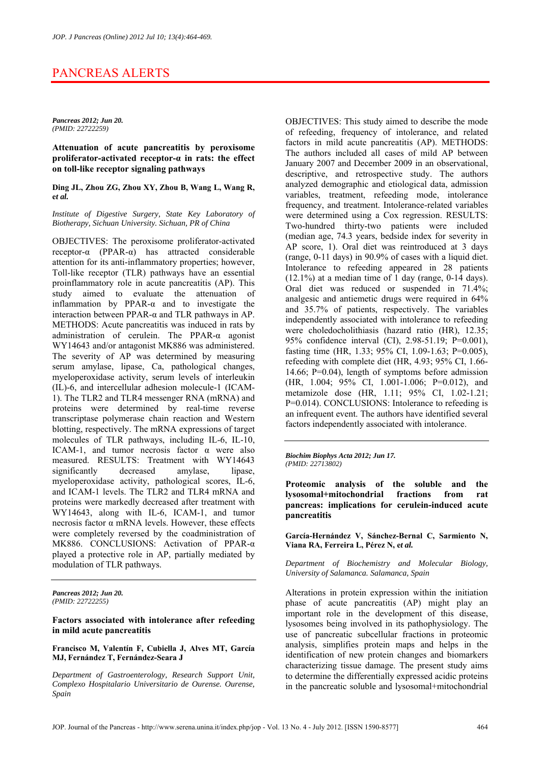# PANCREAS ALERTS

***Pancreas 2012; Jun 20.***
*(PMID: 22722259)*

**Attenuation of acute pancreatitis by peroxisome proliferator-activated receptor-α in rats: the effect on toll-like receptor signaling pathways**

**Ding JL, Zhou ZG, Zhou XY, Zhou B, Wang L, Wang R, *et al.***

*Institute of Digestive Surgery, State Key Laboratory of Biotherapy, Sichuan University. Sichuan, PR of China*

OBJECTIVES: The peroxisome proliferator-activated receptor-α (PPAR-α) has attracted considerable attention for its anti-inflammatory properties; however, Toll-like receptor (TLR) pathways have an essential proinflammatory role in acute pancreatitis (AP). This study aimed to evaluate the attenuation of inflammation by PPAR-α and to investigate the interaction between PPAR-α and TLR pathways in AP. METHODS: Acute pancreatitis was induced in rats by administration of cerulein. The PPAR-α agonist WY14643 and/or antagonist MK886 was administered. The severity of AP was determined by measuring serum amylase, lipase, Ca, pathological changes, myeloperoxidase activity, serum levels of interleukin (IL)-6, and intercellular adhesion molecule-1 (ICAM-1). The TLR2 and TLR4 messenger RNA (mRNA) and proteins were determined by real-time reverse transcriptase polymerase chain reaction and Western blotting, respectively. The mRNA expressions of target molecules of TLR pathways, including IL-6, IL-10, ICAM-1, and tumor necrosis factor α were also measured. RESULTS: Treatment with WY14643 significantly decreased amylase, lipase, myeloperoxidase activity, pathological scores, IL-6, and ICAM-1 levels. The TLR2 and TLR4 mRNA and proteins were markedly decreased after treatment with WY14643, along with IL-6, ICAM-1, and tumor necrosis factor α mRNA levels. However, these effects were completely reversed by the coadministration of MK886. CONCLUSIONS: Activation of PPAR-α played a protective role in AP, partially mediated by modulation of TLR pathways.

---

***Pancreas 2012; Jun 20.***
*(PMID: 22722255)*

**Factors associated with intolerance after refeeding in mild acute pancreatitis**

**Francisco M, Valentín F, Cubiella J, Alves MT, García MJ, Fernández T, Fernández-Seara J**

*Department of Gastroenterology, Research Support Unit, Complexo Hospitalario Universitario de Ourense. Ourense, Spain*

OBJECTIVES: This study aimed to describe the mode of refeeding, frequency of intolerance, and related factors in mild acute pancreatitis (AP). METHODS: The authors included all cases of mild AP between January 2007 and December 2009 in an observational, descriptive, and retrospective study. The authors analyzed demographic and etiological data, admission variables, treatment, refeeding mode, intolerance frequency, and treatment. Intolerance-related variables were determined using a Cox regression. RESULTS: Two-hundred thirty-two patients were included (median age, 74.3 years, bedside index for severity in AP score, 1). Oral diet was reintroduced at 3 days (range, 0-11 days) in 90.9% of cases with a liquid diet. Intolerance to refeeding appeared in 28 patients (12.1%) at a median time of 1 day (range, 0-14 days). Oral diet was reduced or suspended in 71.4%; analgesic and antiemetic drugs were required in 64% and 35.7% of patients, respectively. The variables independently associated with intolerance to refeeding were choledocholithiasis (hazard ratio (HR), 12.35; 95% confidence interval (CI), 2.98-51.19; P=0.001), fasting time (HR, 1.33; 95% CI, 1.09-1.63; P=0.005), refeeding with complete diet (HR, 4.93; 95% CI, 1.66-14.66; P=0.04), length of symptoms before admission (HR, 1.004; 95% CI, 1.001-1.006; P=0.012), and metamizole dose (HR, 1.11; 95% CI, 1.02-1.21; P=0.014). CONCLUSIONS: Intolerance to refeeding is an infrequent event. The authors have identified several factors independently associated with intolerance.

---

***Biochim Biophys Acta 2012; Jun 17.***
*(PMID: 22713802)*

**Proteomic analysis of the soluble and the lysosomal+mitochondrial fractions from rat pancreas: implications for cerulein-induced acute pancreatitis**

**García-Hernández V, Sánchez-Bernal C, Sarmiento N, Viana RA, Ferreira L, Pérez N, *et al.***

*Department of Biochemistry and Molecular Biology, University of Salamanca. Salamanca, Spain*

Alterations in protein expression within the initiation phase of acute pancreatitis (AP) might play an important role in the development of this disease, lysosomes being involved in its pathophysiology. The use of pancreatic subcellular fractions in proteomic analysis, simplifies protein maps and helps in the identification of new protein changes and biomarkers characterizing tissue damage. The present study aims to determine the differentially expressed acidic proteins in the pancreatic soluble and lysosomal+mitochondrial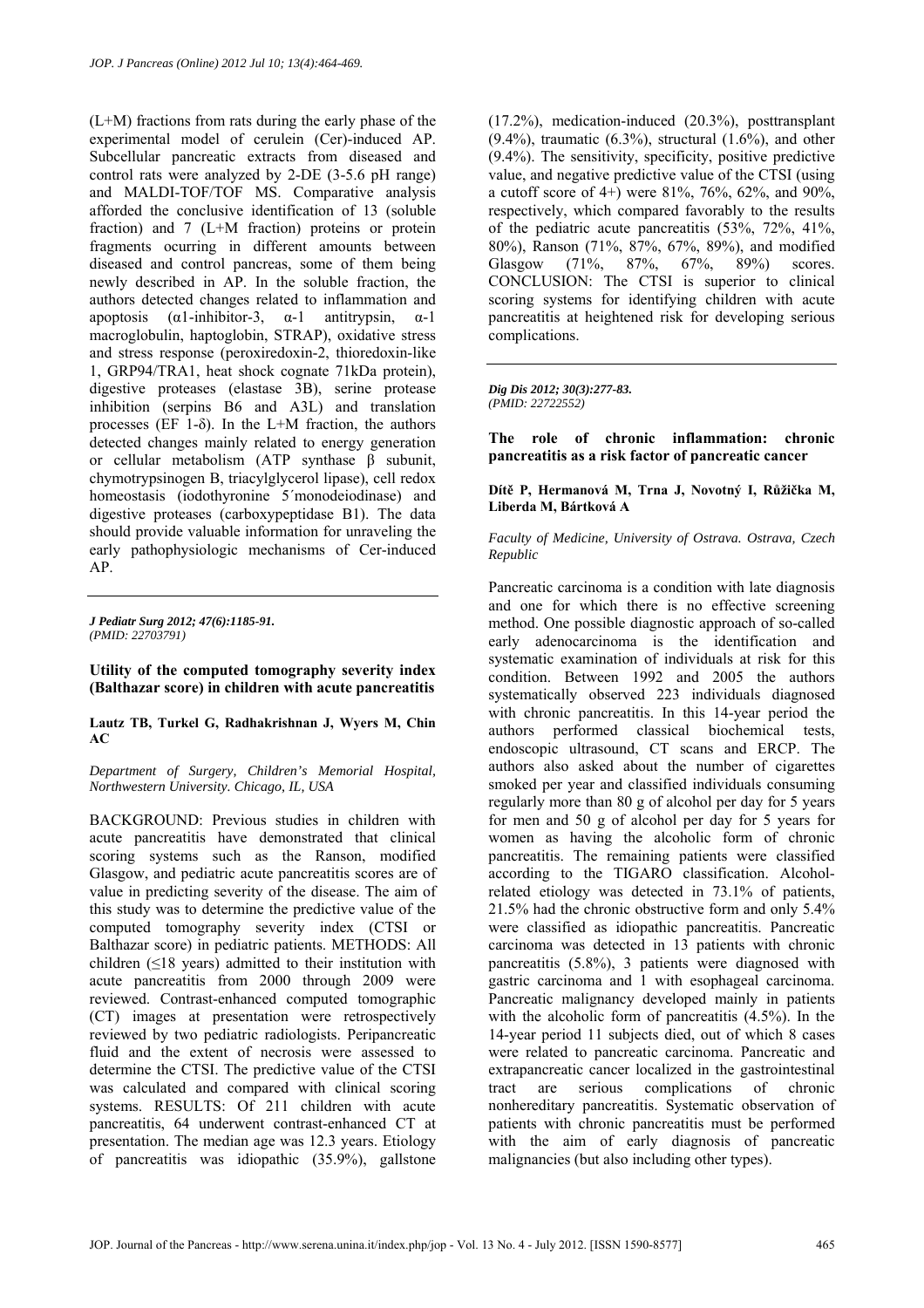(L+M) fractions from rats during the early phase of the experimental model of cerulein (Cer)-induced AP. Subcellular pancreatic extracts from diseased and control rats were analyzed by 2-DE (3-5.6 pH range) and MALDI-TOF/TOF MS. Comparative analysis afforded the conclusive identification of 13 (soluble fraction) and 7 (L+M fraction) proteins or protein fragments ocurring in different amounts between diseased and control pancreas, some of them being newly described in AP. In the soluble fraction, the authors detected changes related to inflammation and apoptosis (α1-inhibitor-3, α-1 antitrypsin, α-1 macroglobulin, haptoglobin, STRAP), oxidative stress and stress response (peroxiredoxin-2, thioredoxin-like 1, GRP94/TRA1, heat shock cognate 71kDa protein), digestive proteases (elastase 3B), serine protease inhibition (serpins B6 and A3L) and translation processes (EF 1-δ). In the L+M fraction, the authors detected changes mainly related to energy generation or cellular metabolism (ATP synthase β subunit, chymotrypsinogen B, triacylglycerol lipase), cell redox homeostasis (iodothyronine 5´monodeiodinase) and digestive proteases (carboxypeptidase B1). The data should provide valuable information for unraveling the early pathophysiologic mechanisms of Cer-induced AP.

---

*J Pediatr Surg 2012; 47(6):1185-91.*
*(PMID: 22703791)*

**Utility of the computed tomography severity index (Balthazar score) in children with acute pancreatitis**

**Lautz TB, Turkel G, Radhakrishnan J, Wyers M, Chin AC**

*Department of Surgery, Children's Memorial Hospital, Northwestern University. Chicago, IL, USA*

BACKGROUND: Previous studies in children with acute pancreatitis have demonstrated that clinical scoring systems such as the Ranson, modified Glasgow, and pediatric acute pancreatitis scores are of value in predicting severity of the disease. The aim of this study was to determine the predictive value of the computed tomography severity index (CTSI or Balthazar score) in pediatric patients. METHODS: All children (≤18 years) admitted to their institution with acute pancreatitis from 2000 through 2009 were reviewed. Contrast-enhanced computed tomographic (CT) images at presentation were retrospectively reviewed by two pediatric radiologists. Peripancreatic fluid and the extent of necrosis were assessed to determine the CTSI. The predictive value of the CTSI was calculated and compared with clinical scoring systems. RESULTS: Of 211 children with acute pancreatitis, 64 underwent contrast-enhanced CT at presentation. The median age was 12.3 years. Etiology of pancreatitis was idiopathic (35.9%), gallstone (17.2%), medication-induced (20.3%), posttransplant (9.4%), traumatic (6.3%), structural (1.6%), and other (9.4%). The sensitivity, specificity, positive predictive value, and negative predictive value of the CTSI (using a cutoff score of 4+) were 81%, 76%, 62%, and 90%, respectively, which compared favorably to the results of the pediatric acute pancreatitis (53%, 72%, 41%, 80%), Ranson (71%, 87%, 67%, 89%), and modified Glasgow (71%, 87%, 67%, 89%) scores. CONCLUSION: The CTSI is superior to clinical scoring systems for identifying children with acute pancreatitis at heightened risk for developing serious complications.

---

*Dig Dis 2012; 30(3):277-83.*
*(PMID: 22722552)*

**The role of chronic inflammation: chronic pancreatitis as a risk factor of pancreatic cancer**

**Dítě P, Hermanová M, Trna J, Novotný I, Růžička M, Liberda M, Bártková A**

*Faculty of Medicine, University of Ostrava. Ostrava, Czech Republic*

Pancreatic carcinoma is a condition with late diagnosis and one for which there is no effective screening method. One possible diagnostic approach of so-called early adenocarcinoma is the identification and systematic examination of individuals at risk for this condition. Between 1992 and 2005 the authors systematically observed 223 individuals diagnosed with chronic pancreatitis. In this 14-year period the authors performed classical biochemical tests, endoscopic ultrasound, CT scans and ERCP. The authors also asked about the number of cigarettes smoked per year and classified individuals consuming regularly more than 80 g of alcohol per day for 5 years for men and 50 g of alcohol per day for 5 years for women as having the alcoholic form of chronic pancreatitis. The remaining patients were classified according to the TIGARO classification. Alcohol-related etiology was detected in 73.1% of patients, 21.5% had the chronic obstructive form and only 5.4% were classified as idiopathic pancreatitis. Pancreatic carcinoma was detected in 13 patients with chronic pancreatitis (5.8%), 3 patients were diagnosed with gastric carcinoma and 1 with esophageal carcinoma. Pancreatic malignancy developed mainly in patients with the alcoholic form of pancreatitis (4.5%). In the 14-year period 11 subjects died, out of which 8 cases were related to pancreatic carcinoma. Pancreatic and extrapancreatic cancer localized in the gastrointestinal tract are serious complications of chronic nonhereditary pancreatitis. Systematic observation of patients with chronic pancreatitis must be performed with the aim of early diagnosis of pancreatic malignancies (but also including other types).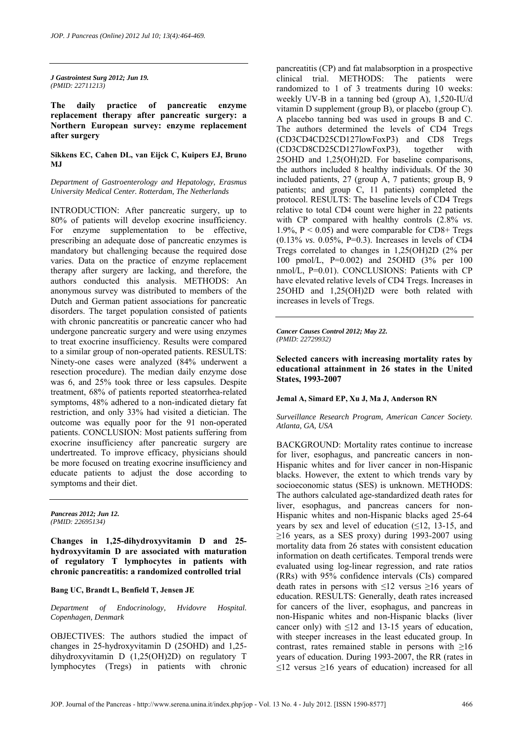*J Gastrointest Surg 2012; Jun 19.*
*(PMID: 22711213)*

**The daily practice of pancreatic enzyme replacement therapy after pancreatic surgery: a Northern European survey: enzyme replacement after surgery**

**Sikkens EC, Cahen DL, van Eijck C, Kuipers EJ, Bruno MJ**

*Department of Gastroenterology and Hepatology, Erasmus University Medical Center. Rotterdam, The Netherlands*

INTRODUCTION: After pancreatic surgery, up to 80% of patients will develop exocrine insufficiency. For enzyme supplementation to be effective, prescribing an adequate dose of pancreatic enzymes is mandatory but challenging because the required dose varies. Data on the practice of enzyme replacement therapy after surgery are lacking, and therefore, the authors conducted this analysis. METHODS: An anonymous survey was distributed to members of the Dutch and German patient associations for pancreatic disorders. The target population consisted of patients with chronic pancreatitis or pancreatic cancer who had undergone pancreatic surgery and were using enzymes to treat exocrine insufficiency. Results were compared to a similar group of non-operated patients. RESULTS: Ninety-one cases were analyzed (84% underwent a resection procedure). The median daily enzyme dose was 6, and 25% took three or less capsules. Despite treatment, 68% of patients reported steatorrhea-related symptoms, 48% adhered to a non-indicated dietary fat restriction, and only 33% had visited a dietician. The outcome was equally poor for the 91 non-operated patients. CONCLUSION: Most patients suffering from exocrine insufficiency after pancreatic surgery are undertreated. To improve efficacy, physicians should be more focused on treating exocrine insufficiency and educate patients to adjust the dose according to symptoms and their diet.

*Pancreas 2012; Jun 12.*
*(PMID: 22695134)*

**Changes in 1,25-dihydroxyvitamin D and 25-hydroxyvitamin D are associated with maturation of regulatory T lymphocytes in patients with chronic pancreatitis: a randomized controlled trial**

**Bang UC, Brandt L, Benfield T, Jensen JE**

*Department of Endocrinology, Hvidovre Hospital. Copenhagen, Denmark*

OBJECTIVES: The authors studied the impact of changes in 25-hydroxyvitamin D (25OHD) and 1,25-dihydroxyvitamin D (1,25(OH)2D) on regulatory T lymphocytes (Tregs) in patients with chronic pancreatitis (CP) and fat malabsorption in a prospective clinical trial. METHODS: The patients were randomized to 1 of 3 treatments during 10 weeks: weekly UV-B in a tanning bed (group A), 1,520-IU/d vitamin D supplement (group B), or placebo (group C). A placebo tanning bed was used in groups B and C. The authors determined the levels of CD4 Tregs (CD3CD4CD25CD127lowFoxP3) and CD8 Tregs (CD3CD8CD25CD127lowFoxP3), together with 25OHD and 1,25(OH)2D. For baseline comparisons, the authors included 8 healthy individuals. Of the 30 included patients, 27 (group A, 7 patients; group B, 9 patients; and group C, 11 patients) completed the protocol. RESULTS: The baseline levels of CD4 Tregs relative to total CD4 count were higher in 22 patients with CP compared with healthy controls (2.8% *vs.* 1.9%, $P < 0.05$) and were comparable for CD8+ Tregs (0.13% *vs.* 0.05%, P=0.3). Increases in levels of CD4 Tregs correlated to changes in 1,25(OH)2D (2% per 100 pmol/L, P=0.002) and 25OHD (3% per 100 nmol/L, P=0.01). CONCLUSIONS: Patients with CP have elevated relative levels of CD4 Tregs. Increases in 25OHD and 1,25(OH)2D were both related with increases in levels of Tregs.

*Cancer Causes Control 2012; May 22.*
*(PMID: 22729932)*

**Selected cancers with increasing mortality rates by educational attainment in 26 states in the United States, 1993-2007**

**Jemal A, Simard EP, Xu J, Ma J, Anderson RN**

*Surveillance Research Program, American Cancer Society. Atlanta, GA, USA*

BACKGROUND: Mortality rates continue to increase for liver, esophagus, and pancreatic cancers in non-Hispanic whites and for liver cancer in non-Hispanic blacks. However, the extent to which trends vary by socioeconomic status (SES) is unknown. METHODS: The authors calculated age-standardized death rates for liver, esophagus, and pancreas cancers for non-Hispanic whites and non-Hispanic blacks aged 25-64 years by sex and level of education (≤12, 13-15, and ≥16 years, as a SES proxy) during 1993-2007 using mortality data from 26 states with consistent education information on death certificates. Temporal trends were evaluated using log-linear regression, and rate ratios (RRs) with 95% confidence intervals (CIs) compared death rates in persons with ≤12 versus ≥16 years of education. RESULTS: Generally, death rates increased for cancers of the liver, esophagus, and pancreas in non-Hispanic whites and non-Hispanic blacks (liver cancer only) with ≤12 and 13-15 years of education, with steeper increases in the least educated group. In contrast, rates remained stable in persons with ≥16 years of education. During 1993-2007, the RR (rates in ≤12 versus ≥16 years of education) increased for all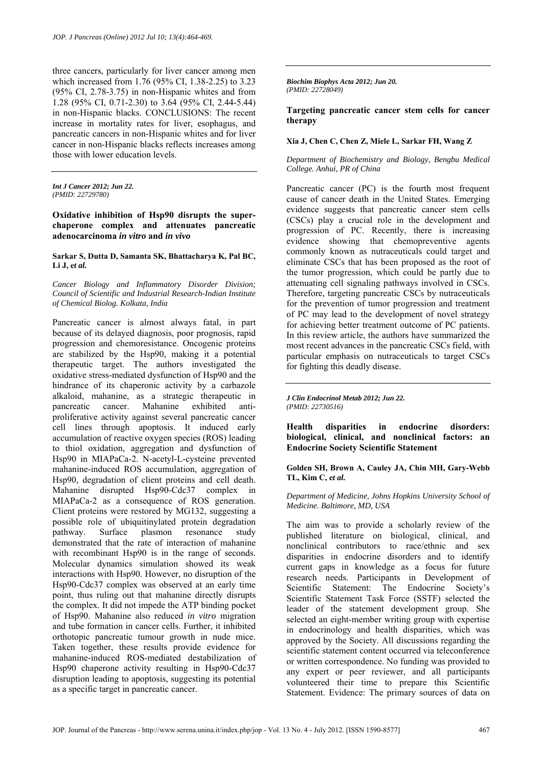three cancers, particularly for liver cancer among men which increased from 1.76 (95% CI, 1.38-2.25) to 3.23 (95% CI, 2.78-3.75) in non-Hispanic whites and from 1.28 (95% CI, 0.71-2.30) to 3.64 (95% CI, 2.44-5.44) in non-Hispanic blacks. CONCLUSIONS: The recent increase in mortality rates for liver, esophagus, and pancreatic cancers in non-Hispanic whites and for liver cancer in non-Hispanic blacks reflects increases among those with lower education levels.

---

***Int J Cancer 2012; Jun 22.***
*(PMID: 22729780)*

**Oxidative inhibition of Hsp90 disrupts the super-chaperone complex and attenuates pancreatic adenocarcinoma *in vitro* and *in vivo***

**Sarkar S, Dutta D, Samanta SK, Bhattacharya K, Pal BC, Li J, *et al.***

*Cancer Biology and Inflammatory Disorder Division; Council of Scientific and Industrial Research-Indian Institute of Chemical Biolog. Kolkata, India*

Pancreatic cancer is almost always fatal, in part because of its delayed diagnosis, poor prognosis, rapid progression and chemoresistance. Oncogenic proteins are stabilized by the Hsp90, making it a potential therapeutic target. The authors investigated the oxidative stress-mediated dysfunction of Hsp90 and the hindrance of its chaperonic activity by a carbazole alkaloid, mahanine, as a strategic therapeutic in pancreatic cancer. Mahanine exhibited anti-proliferative activity against several pancreatic cancer cell lines through apoptosis. It induced early accumulation of reactive oxygen species (ROS) leading to thiol oxidation, aggregation and dysfunction of Hsp90 in MIAPaCa-2. N-acetyl-L-cysteine prevented mahanine-induced ROS accumulation, aggregation of Hsp90, degradation of client proteins and cell death. Mahanine disrupted Hsp90-Cdc37 complex in MIAPaCa-2 as a consequence of ROS generation. Client proteins were restored by MG132, suggesting a possible role of ubiquitinylated protein degradation pathway. Surface plasmon resonance study demonstrated that the rate of interaction of mahanine with recombinant Hsp90 is in the range of seconds. Molecular dynamics simulation showed its weak interactions with Hsp90. However, no disruption of the Hsp90-Cdc37 complex was observed at an early time point, thus ruling out that mahanine directly disrupts the complex. It did not impede the ATP binding pocket of Hsp90. Mahanine also reduced *in vitro* migration and tube formation in cancer cells. Further, it inhibited orthotopic pancreatic tumour growth in nude mice. Taken together, these results provide evidence for mahanine-induced ROS-mediated destabilization of Hsp90 chaperone activity resulting in Hsp90-Cdc37 disruption leading to apoptosis, suggesting its potential as a specific target in pancreatic cancer.

---

***Biochim Biophys Acta 2012; Jun 20.***
*(PMID: 22728049)*

**Targeting pancreatic cancer stem cells for cancer therapy**

**Xia J, Chen C, Chen Z, Miele L, Sarkar FH, Wang Z**

*Department of Biochemistry and Biology, Bengbu Medical College. Anhui, PR of China*

Pancreatic cancer (PC) is the fourth most frequent cause of cancer death in the United States. Emerging evidence suggests that pancreatic cancer stem cells (CSCs) play a crucial role in the development and progression of PC. Recently, there is increasing evidence showing that chemopreventive agents commonly known as nutraceuticals could target and eliminate CSCs that has been proposed as the root of the tumor progression, which could be partly due to attenuating cell signaling pathways involved in CSCs. Therefore, targeting pancreatic CSCs by nutraceuticals for the prevention of tumor progression and treatment of PC may lead to the development of novel strategy for achieving better treatment outcome of PC patients. In this review article, the authors have summarized the most recent advances in the pancreatic CSCs field, with particular emphasis on nutraceuticals to target CSCs for fighting this deadly disease.

---

***J Clin Endocrinol Metab 2012; Jun 22.***
*(PMID: 22730516)*

**Health disparities in endocrine disorders: biological, clinical, and nonclinical factors: an Endocrine Society Scientific Statement**

**Golden SH, Brown A, Cauley JA, Chin MH, Gary-Webb TL, Kim C, *et al.***

*Department of Medicine, Johns Hopkins University School of Medicine. Baltimore, MD, USA*

The aim was to provide a scholarly review of the published literature on biological, clinical, and nonclinical contributors to race/ethnic and sex disparities in endocrine disorders and to identify current gaps in knowledge as a focus for future research needs. Participants in Development of Scientific Statement: The Endocrine Society's Scientific Statement Task Force (SSTF) selected the leader of the statement development group. She selected an eight-member writing group with expertise in endocrinology and health disparities, which was approved by the Society. All discussions regarding the scientific statement content occurred via teleconference or written correspondence. No funding was provided to any expert or peer reviewer, and all participants volunteered their time to prepare this Scientific Statement. Evidence: The primary sources of data on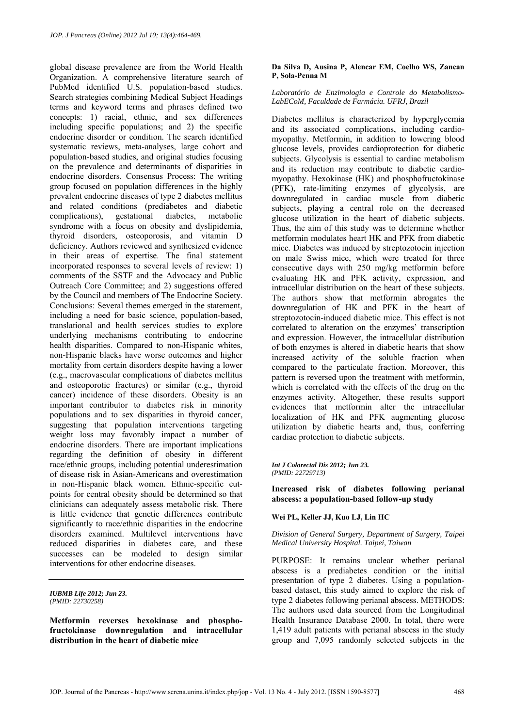global disease prevalence are from the World Health Organization. A comprehensive literature search of PubMed identified U.S. population-based studies. Search strategies combining Medical Subject Headings terms and keyword terms and phrases defined two concepts: 1) racial, ethnic, and sex differences including specific populations; and 2) the specific endocrine disorder or condition. The search identified systematic reviews, meta-analyses, large cohort and population-based studies, and original studies focusing on the prevalence and determinants of disparities in endocrine disorders. Consensus Process: The writing group focused on population differences in the highly prevalent endocrine diseases of type 2 diabetes mellitus and related conditions (prediabetes and diabetic complications), gestational diabetes, metabolic syndrome with a focus on obesity and dyslipidemia, thyroid disorders, osteoporosis, and vitamin D deficiency. Authors reviewed and synthesized evidence in their areas of expertise. The final statement incorporated responses to several levels of review: 1) comments of the SSTF and the Advocacy and Public Outreach Core Committee; and 2) suggestions offered by the Council and members of The Endocrine Society. Conclusions: Several themes emerged in the statement, including a need for basic science, population-based, translational and health services studies to explore underlying mechanisms contributing to endocrine health disparities. Compared to non-Hispanic whites, non-Hispanic blacks have worse outcomes and higher mortality from certain disorders despite having a lower (e.g., macrovascular complications of diabetes mellitus and osteoporotic fractures) or similar (e.g., thyroid cancer) incidence of these disorders. Obesity is an important contributor to diabetes risk in minority populations and to sex disparities in thyroid cancer, suggesting that population interventions targeting weight loss may favorably impact a number of endocrine disorders. There are important implications regarding the definition of obesity in different race/ethnic groups, including potential underestimation of disease risk in Asian-Americans and overestimation in non-Hispanic black women. Ethnic-specific cut-points for central obesity should be determined so that clinicians can adequately assess metabolic risk. There is little evidence that genetic differences contribute significantly to race/ethnic disparities in the endocrine disorders examined. Multilevel interventions have reduced disparities in diabetes care, and these successes can be modeled to design similar interventions for other endocrine diseases.

---

***IUBMB Life 2012; Jun 23.***
*(PMID: 22730258)*

**Metformin reverses hexokinase and phosphofructokinase downregulation and intracellular distribution in the heart of diabetic mice**

**Da Silva D, Ausina P, Alencar EM, Coelho WS, Zancan P, Sola-Penna M**

*Laboratório de Enzimologia e Controle do Metabolismo-LabECoM, Faculdade de Farmácia. UFRJ, Brazil*

Diabetes mellitus is characterized by hyperglycemia and its associated complications, including cardiomyopathy. Metformin, in addition to lowering blood glucose levels, provides cardioprotection for diabetic subjects. Glycolysis is essential to cardiac metabolism and its reduction may contribute to diabetic cardiomyopathy. Hexokinase (HK) and phosphofructokinase (PFK), rate-limiting enzymes of glycolysis, are downregulated in cardiac muscle from diabetic subjects, playing a central role on the decreased glucose utilization in the heart of diabetic subjects. Thus, the aim of this study was to determine whether metformin modulates heart HK and PFK from diabetic mice. Diabetes was induced by streptozotocin injection on male Swiss mice, which were treated for three consecutive days with 250 mg/kg metformin before evaluating HK and PFK activity, expression, and intracellular distribution on the heart of these subjects. The authors show that metformin abrogates the downregulation of HK and PFK in the heart of streptozotocin-induced diabetic mice. This effect is not correlated to alteration on the enzymes' transcription and expression. However, the intracellular distribution of both enzymes is altered in diabetic hearts that show increased activity of the soluble fraction when compared to the particulate fraction. Moreover, this pattern is reversed upon the treatment with metformin, which is correlated with the effects of the drug on the enzymes activity. Altogether, these results support evidences that metformin alter the intracellular localization of HK and PFK augmenting glucose utilization by diabetic hearts and, thus, conferring cardiac protection to diabetic subjects.

---

***Int J Colorectal Dis 2012; Jun 23.***
*(PMID: 22729713)*

**Increased risk of diabetes following perianal abscess: a population-based follow-up study**

**Wei PL, Keller JJ, Kuo LJ, Lin HC**

*Division of General Surgery, Department of Surgery, Taipei Medical University Hospital. Taipei, Taiwan*

PURPOSE: It remains unclear whether perianal abscess is a prediabetes condition or the initial presentation of type 2 diabetes. Using a population-based dataset, this study aimed to explore the risk of type 2 diabetes following perianal abscess. METHODS: The authors used data sourced from the Longitudinal Health Insurance Database 2000. In total, there were 1,419 adult patients with perianal abscess in the study group and 7,095 randomly selected subjects in the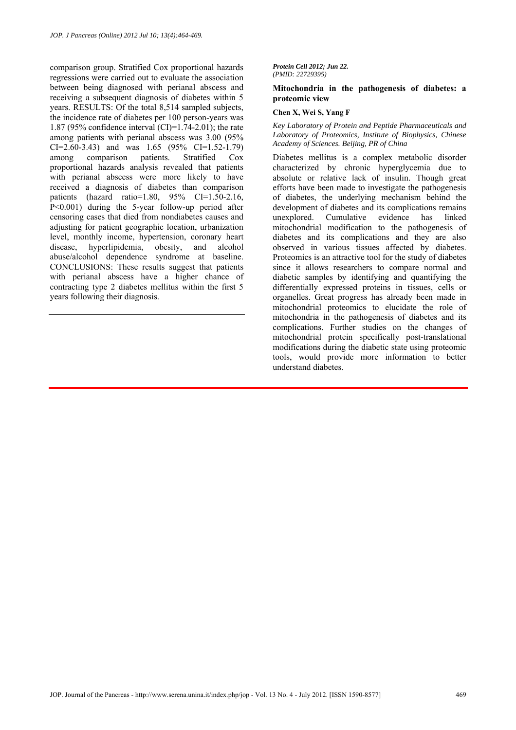comparison group. Stratified Cox proportional hazards regressions were carried out to evaluate the association between being diagnosed with perianal abscess and receiving a subsequent diagnosis of diabetes within 5 years. RESULTS: Of the total 8,514 sampled subjects, the incidence rate of diabetes per 100 person-years was 1.87 (95% confidence interval (CI)=1.74-2.01); the rate among patients with perianal abscess was 3.00 (95% CI=2.60-3.43) and was 1.65 (95% CI=1.52-1.79) among comparison patients. Stratified Cox proportional hazards analysis revealed that patients with perianal abscess were more likely to have received a diagnosis of diabetes than comparison patients (hazard ratio=1.80, 95% CI=1.50-2.16, P<0.001) during the 5-year follow-up period after censoring cases that died from nondiabetes causes and adjusting for patient geographic location, urbanization level, monthly income, hypertension, coronary heart disease, hyperlipidemia, obesity, and alcohol abuse/alcohol dependence syndrome at baseline. CONCLUSIONS: These results suggest that patients with perianal abscess have a higher chance of contracting type 2 diabetes mellitus within the first 5 years following their diagnosis.

***Protein Cell 2012; Jun 22.***
*(PMID: 22729395)*

**Mitochondria in the pathogenesis of diabetes: a proteomic view**

**Chen X, Wei S, Yang F**

*Key Laboratory of Protein and Peptide Pharmaceuticals and Laboratory of Proteomics, Institute of Biophysics, Chinese Academy of Sciences. Beijing, PR of China*

Diabetes mellitus is a complex metabolic disorder characterized by chronic hyperglycemia due to absolute or relative lack of insulin. Though great efforts have been made to investigate the pathogenesis of diabetes, the underlying mechanism behind the development of diabetes and its complications remains unexplored. Cumulative evidence has linked mitochondrial modification to the pathogenesis of diabetes and its complications and they are also observed in various tissues affected by diabetes. Proteomics is an attractive tool for the study of diabetes since it allows researchers to compare normal and diabetic samples by identifying and quantifying the differentially expressed proteins in tissues, cells or organelles. Great progress has already been made in mitochondrial proteomics to elucidate the role of mitochondria in the pathogenesis of diabetes and its complications. Further studies on the changes of mitochondrial protein specifically post-translational modifications during the diabetic state using proteomic tools, would provide more information to better understand diabetes.